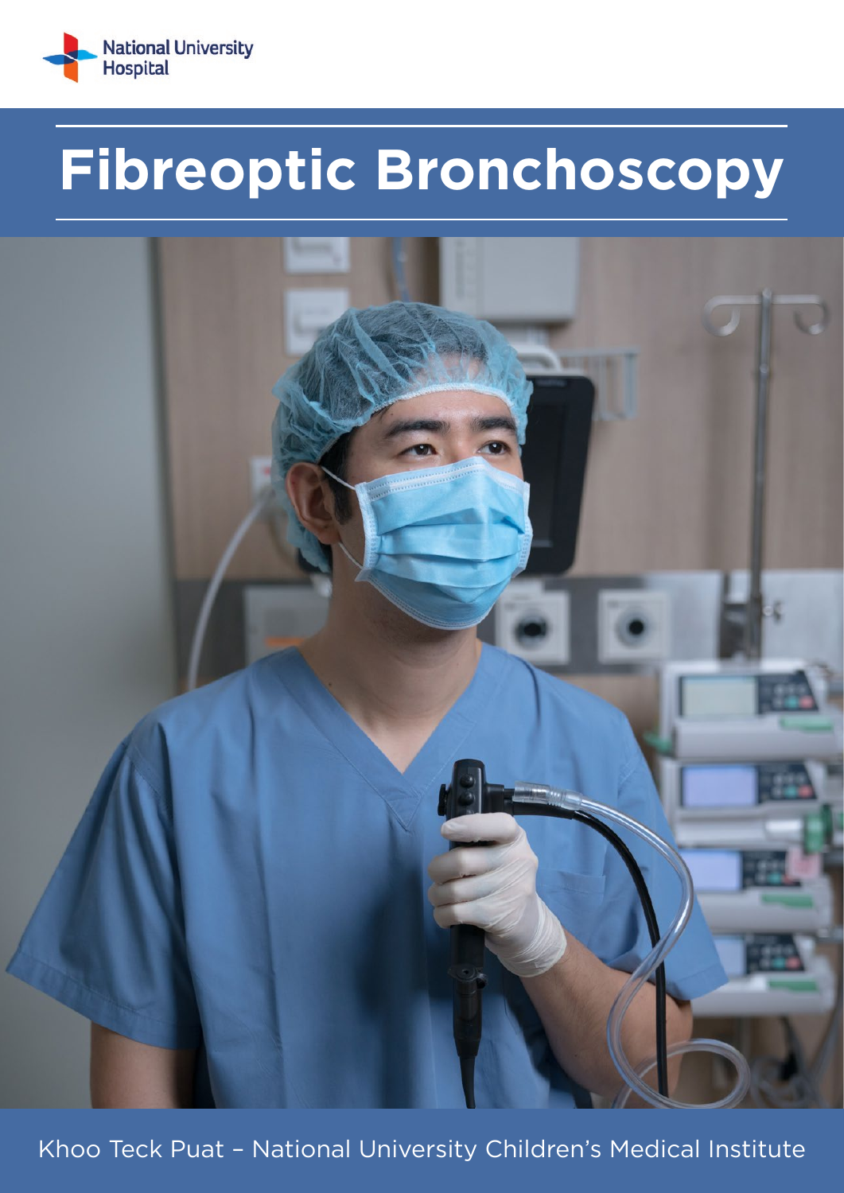National University Hospital

# Fibreoptic Bronchoscopy

Khoo Teck Puat – National University Children's Medical Institute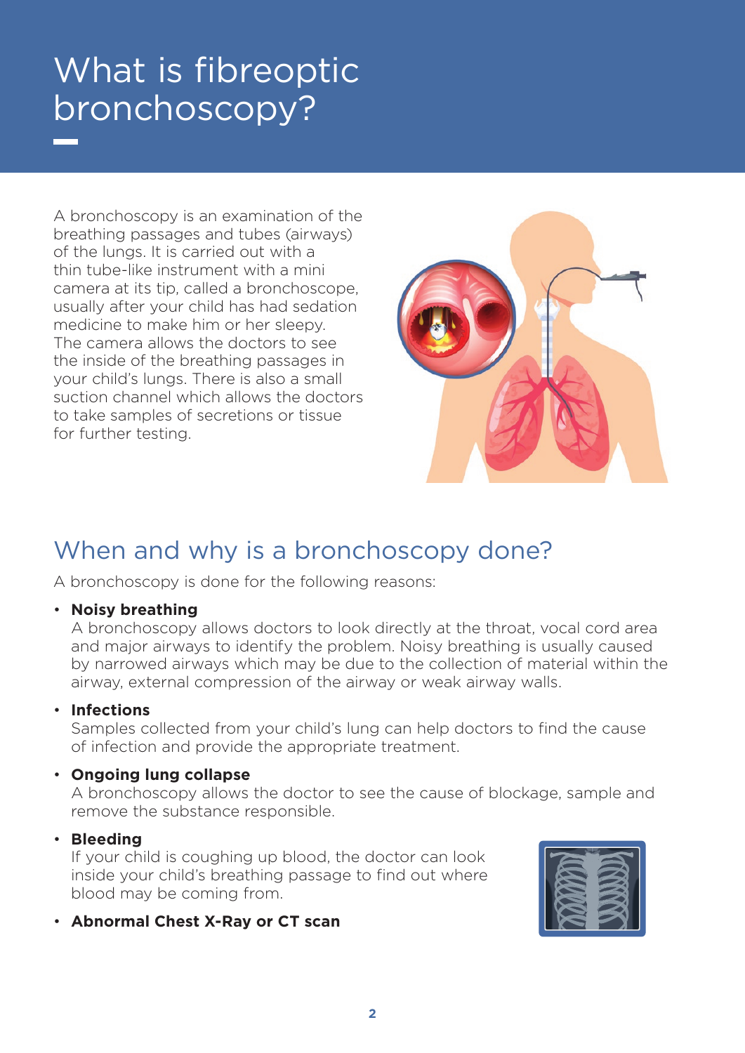# What is fibreoptic bronchoscopy?

A bronchoscopy is an examination of the breathing passages and tubes (airways) of the lungs. It is carried out with a thin tube-like instrument with a mini camera at its tip, called a bronchoscope, usually after your child has had sedation medicine to make him or her sleepy. The camera allows the doctors to see the inside of the breathing passages in your child's lungs. There is also a small suction channel which allows the doctors to take samples of secretions or tissue for further testing.

## When and why is a bronchoscopy done?

A bronchoscopy is done for the following reasons:

- **Noisy breathing**
  A bronchoscopy allows doctors to look directly at the throat, vocal cord area and major airways to identify the problem. Noisy breathing is usually caused by narrowed airways which may be due to the collection of material within the airway, external compression of the airway or weak airway walls.
- **Infections**
  Samples collected from your child's lung can help doctors to find the cause of infection and provide the appropriate treatment.
- **Ongoing lung collapse**
  A bronchoscopy allows the doctor to see the cause of blockage, sample and remove the substance responsible.
- **Bleeding**
  If your child is coughing up blood, the doctor can look inside your child's breathing passage to find out where blood may be coming from.
- **Abnormal Chest X-Ray or CT scan**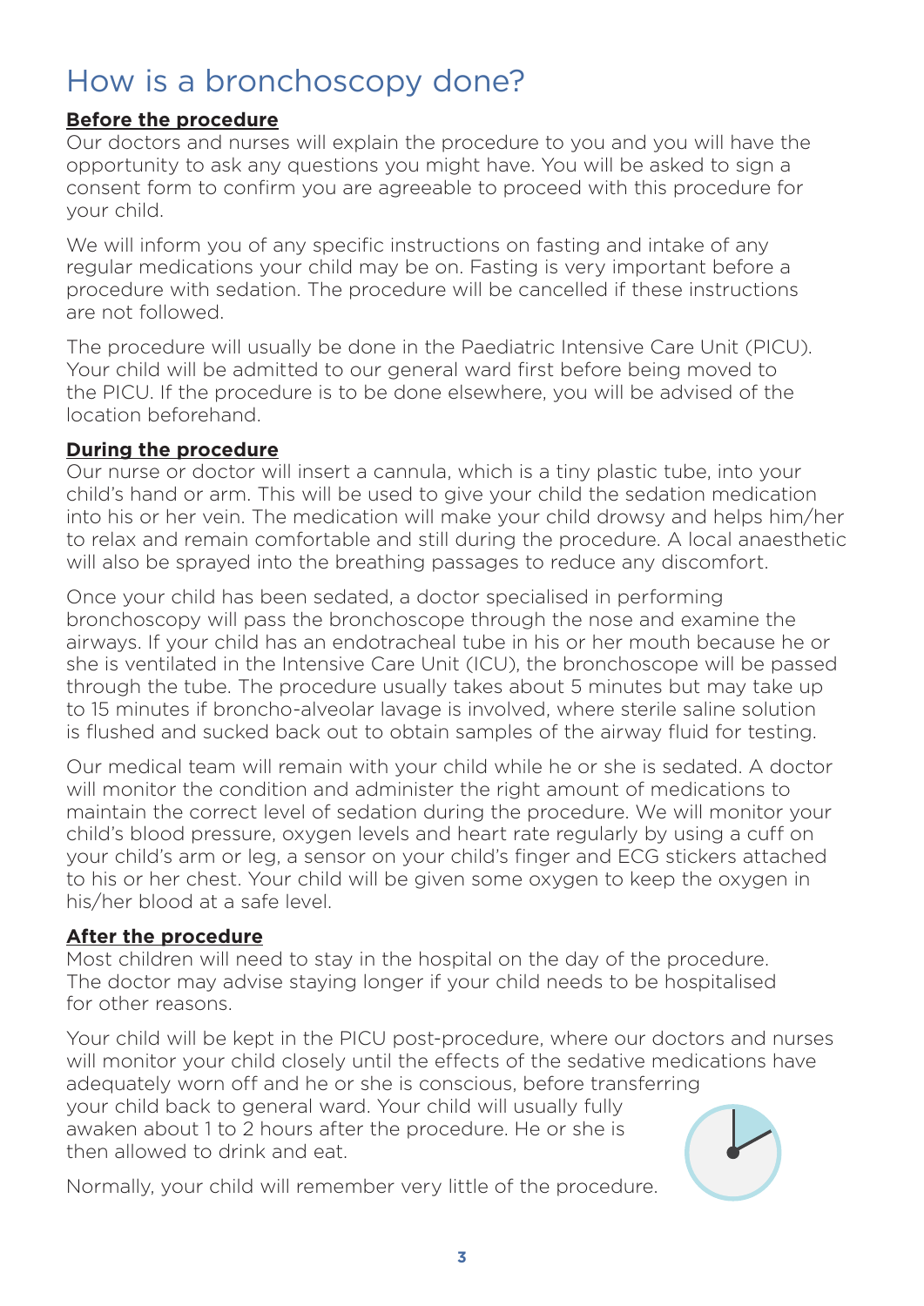# How is a bronchoscopy done?

**Before the procedure**

Our doctors and nurses will explain the procedure to you and you will have the opportunity to ask any questions you might have. You will be asked to sign a consent form to confirm you are agreeable to proceed with this procedure for your child.

We will inform you of any specific instructions on fasting and intake of any regular medications your child may be on. Fasting is very important before a procedure with sedation. The procedure will be cancelled if these instructions are not followed.

The procedure will usually be done in the Paediatric Intensive Care Unit (PICU). Your child will be admitted to our general ward first before being moved to the PICU. If the procedure is to be done elsewhere, you will be advised of the location beforehand.

**During the procedure**

Our nurse or doctor will insert a cannula, which is a tiny plastic tube, into your child's hand or arm. This will be used to give your child the sedation medication into his or her vein. The medication will make your child drowsy and helps him/her to relax and remain comfortable and still during the procedure. A local anaesthetic will also be sprayed into the breathing passages to reduce any discomfort.

Once your child has been sedated, a doctor specialised in performing bronchoscopy will pass the bronchoscope through the nose and examine the airways. If your child has an endotracheal tube in his or her mouth because he or she is ventilated in the Intensive Care Unit (ICU), the bronchoscope will be passed through the tube. The procedure usually takes about 5 minutes but may take up to 15 minutes if broncho-alveolar lavage is involved, where sterile saline solution is flushed and sucked back out to obtain samples of the airway fluid for testing.

Our medical team will remain with your child while he or she is sedated. A doctor will monitor the condition and administer the right amount of medications to maintain the correct level of sedation during the procedure. We will monitor your child's blood pressure, oxygen levels and heart rate regularly by using a cuff on your child's arm or leg, a sensor on your child's finger and ECG stickers attached to his or her chest. Your child will be given some oxygen to keep the oxygen in his/her blood at a safe level.

**After the procedure**

Most children will need to stay in the hospital on the day of the procedure. The doctor may advise staying longer if your child needs to be hospitalised for other reasons.

Your child will be kept in the PICU post-procedure, where our doctors and nurses will monitor your child closely until the effects of the sedative medications have adequately worn off and he or she is conscious, before transferring your child back to general ward. Your child will usually fully awaken about 1 to 2 hours after the procedure. He or she is then allowed to drink and eat.

Normally, your child will remember very little of the procedure.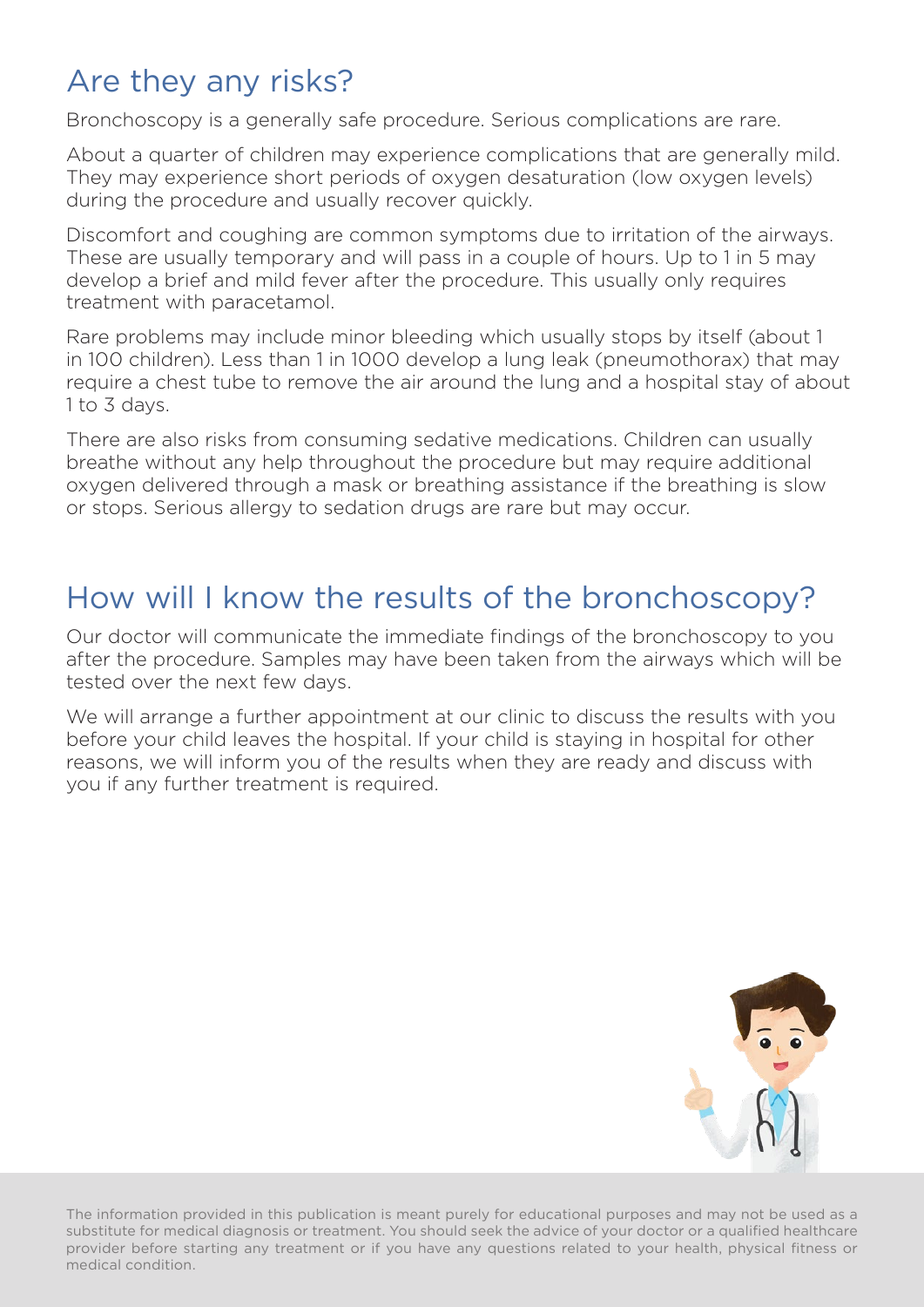## Are they any risks?

Bronchoscopy is a generally safe procedure. Serious complications are rare.

About a quarter of children may experience complications that are generally mild. They may experience short periods of oxygen desaturation (low oxygen levels) during the procedure and usually recover quickly.

Discomfort and coughing are common symptoms due to irritation of the airways. These are usually temporary and will pass in a couple of hours. Up to 1 in 5 may develop a brief and mild fever after the procedure. This usually only requires treatment with paracetamol.

Rare problems may include minor bleeding which usually stops by itself (about 1 in 100 children). Less than 1 in 1000 develop a lung leak (pneumothorax) that may require a chest tube to remove the air around the lung and a hospital stay of about 1 to 3 days.

There are also risks from consuming sedative medications. Children can usually breathe without any help throughout the procedure but may require additional oxygen delivered through a mask or breathing assistance if the breathing is slow or stops. Serious allergy to sedation drugs are rare but may occur.

## How will I know the results of the bronchoscopy?

Our doctor will communicate the immediate findings of the bronchoscopy to you after the procedure. Samples may have been taken from the airways which will be tested over the next few days.

We will arrange a further appointment at our clinic to discuss the results with you before your child leaves the hospital. If your child is staying in hospital for other reasons, we will inform you of the results when they are ready and discuss with you if any further treatment is required.

The information provided in this publication is meant purely for educational purposes and may not be used as a substitute for medical diagnosis or treatment. You should seek the advice of your doctor or a qualified healthcare provider before starting any treatment or if you have any questions related to your health, physical fitness or medical condition.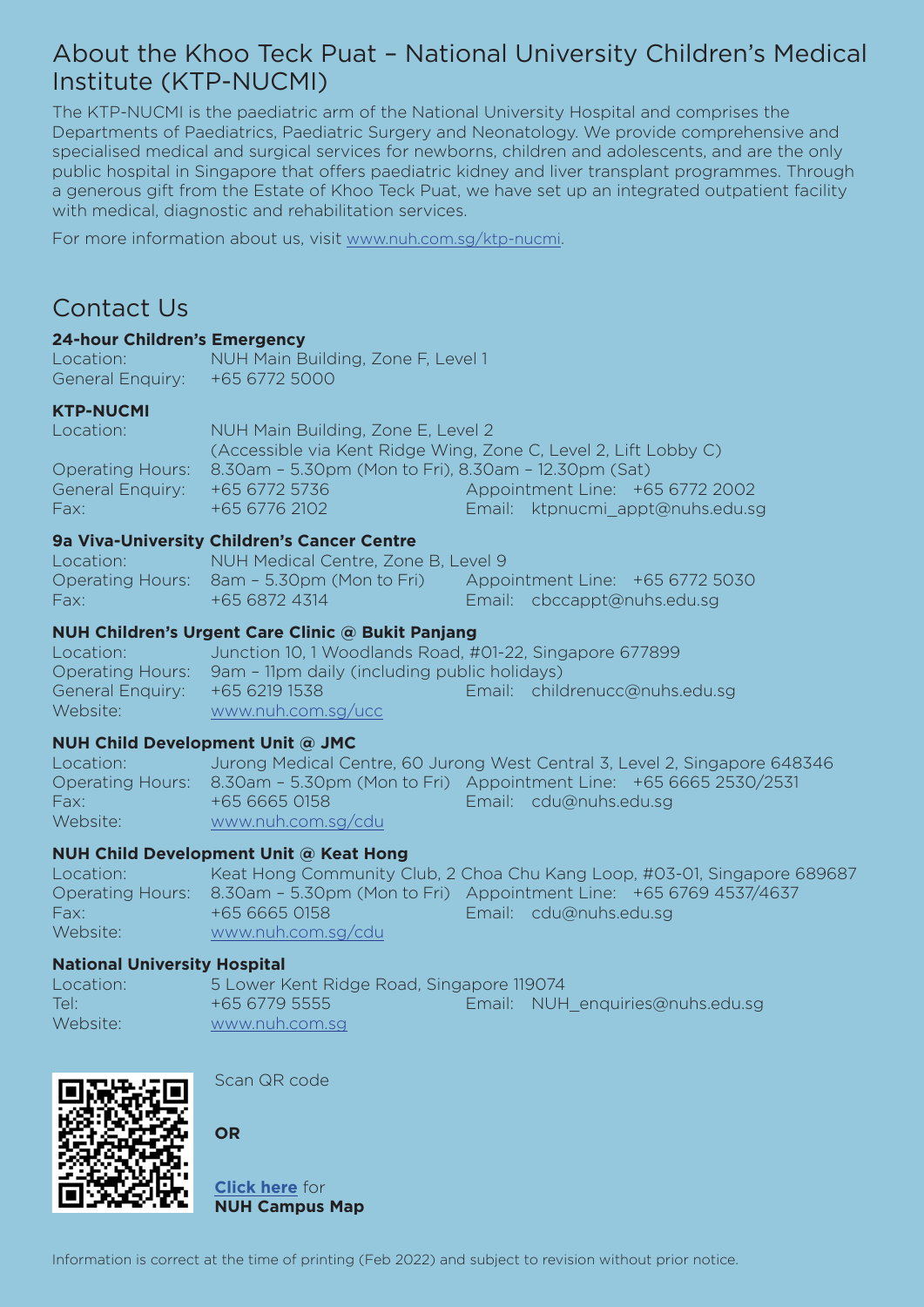## About the Khoo Teck Puat – National University Children's Medical Institute (KTP-NUCMI)

The KTP-NUCMI is the paediatric arm of the National University Hospital and comprises the Departments of Paediatrics, Paediatric Surgery and Neonatology. We provide comprehensive and specialised medical and surgical services for newborns, children and adolescents, and are the only public hospital in Singapore that offers paediatric kidney and liver transplant programmes. Through a generous gift from the Estate of Khoo Teck Puat, we have set up an integrated outpatient facility with medical, diagnostic and rehabilitation services.

For more information about us, visit www.nuh.com.sg/ktp-nucmi.

## Contact Us

**24-hour Children's Emergency**

Location: NUH Main Building, Zone F, Level 1
General Enquiry: +65 6772 5000

**KTP-NUCMI**

Location: NUH Main Building, Zone E, Level 2
(Accessible via Kent Ridge Wing, Zone C, Level 2, Lift Lobby C)
Operating Hours: 8.30am – 5.30pm (Mon to Fri), 8.30am – 12.30pm (Sat)
General Enquiry: +65 6772 5736
Appointment Line: +65 6772 2002
Fax: +65 6776 2102
Email: ktpnucmi_appt@nuhs.edu.sg

**9a Viva-University Children's Cancer Centre**

Location: NUH Medical Centre, Zone B, Level 9
Operating Hours: 8am – 5.30pm (Mon to Fri)
Appointment Line: +65 6772 5030
Fax: +65 6872 4314
Email: cbccappt@nuhs.edu.sg

**NUH Children's Urgent Care Clinic @ Bukit Panjang**

Location: Junction 10, 1 Woodlands Road, #01-22, Singapore 677899
Operating Hours: 9am – 11pm daily (including public holidays)
General Enquiry: +65 6219 1538
Email: childrenucc@nuhs.edu.sg
Website: www.nuh.com.sg/ucc

**NUH Child Development Unit @ JMC**

Location: Jurong Medical Centre, 60 Jurong West Central 3, Level 2, Singapore 648346
Operating Hours: 8.30am – 5.30pm (Mon to Fri)
Appointment Line: +65 6665 2530/2531
Fax: +65 6665 0158
Email: cdu@nuhs.edu.sg
Website: www.nuh.com.sg/cdu

**NUH Child Development Unit @ Keat Hong**

Location: Keat Hong Community Club, 2 Choa Chu Kang Loop, #03-01, Singapore 689687
Operating Hours: 8.30am – 5.30pm (Mon to Fri)
Appointment Line: +65 6769 4537/4637
Fax: +65 6665 0158
Email: cdu@nuhs.edu.sg
Website: www.nuh.com.sg/cdu

**National University Hospital**

Location: 5 Lower Kent Ridge Road, Singapore 119074
Tel: +65 6779 5555
Email: NUH_enquiries@nuhs.edu.sg
Website: www.nuh.com.sg

Scan QR code

**OR**

**Click here** for
**NUH Campus Map**

Information is correct at the time of printing (Feb 2022) and subject to revision without prior notice.